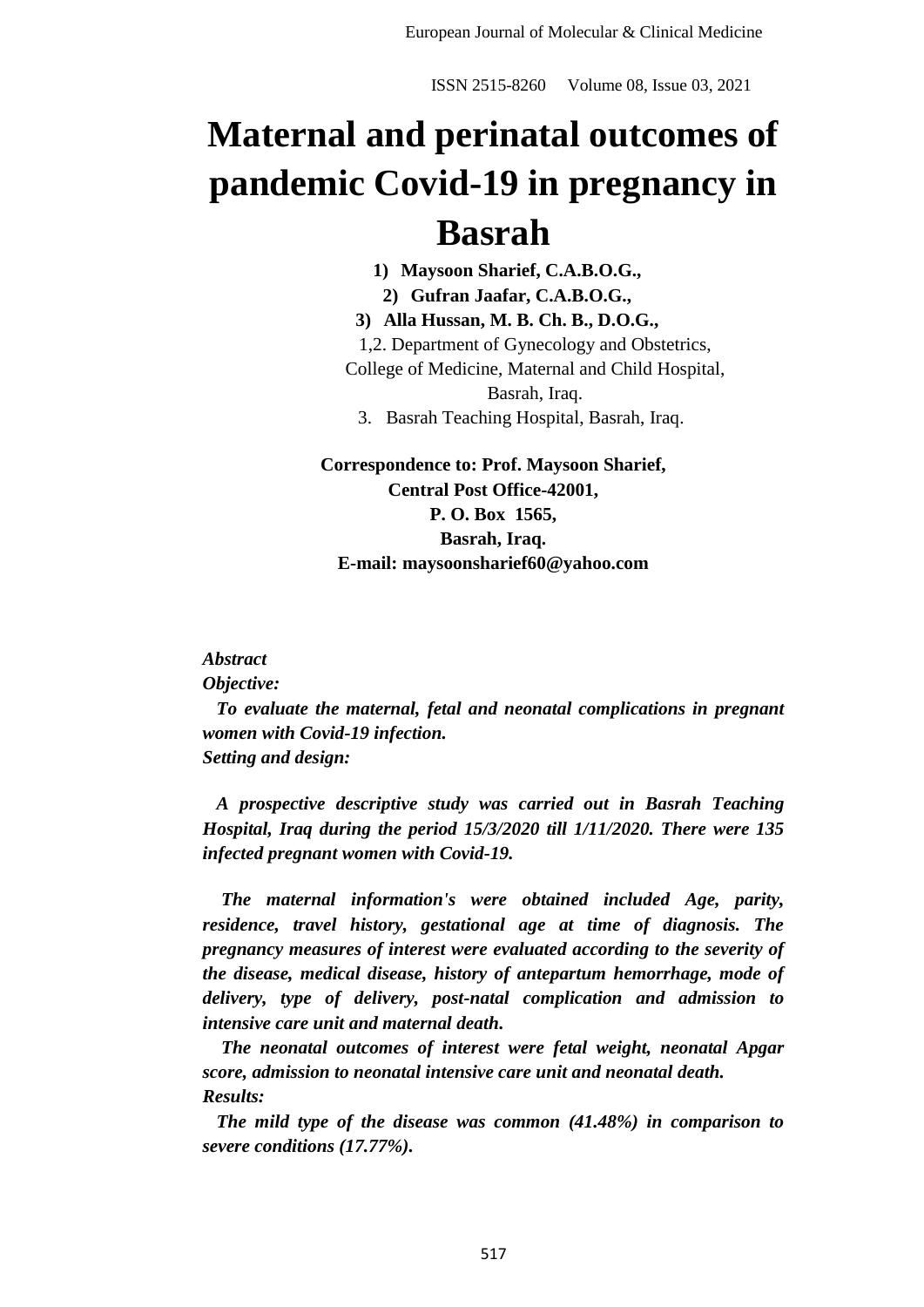# Maternal and perinatal outcomes of pandemic Covid-19 in pregnancy in Basrah

**1) Maysoon Sharief, C.A.B.O.G.,**

**2) Gufran Jaafar, C.A.B.O.G.,**

**3) Alla Hussan, M. B. Ch. B., D.O.G.,**

1,2. Department of Gynecology and Obstetrics, College of Medicine, Maternal and Child Hospital, Basrah, Iraq.

3. Basrah Teaching Hospital, Basrah, Iraq.

**Correspondence to: Prof. Maysoon Sharief,**
**Central Post Office-42001,**
**P. O. Box 1565,**
**Basrah, Iraq.**
**E-mail: maysoonsharief60@yahoo.com**

***Abstract***

***Objective:***

***To evaluate the maternal, fetal and neonatal complications in pregnant women with Covid-19 infection.***

***Setting and design:***

***A prospective descriptive study was carried out in Basrah Teaching Hospital, Iraq during the period 15/3/2020 till 1/11/2020. There were 135 infected pregnant women with Covid-19.***

***The maternal information's were obtained included Age, parity, residence, travel history, gestational age at time of diagnosis. The pregnancy measures of interest were evaluated according to the severity of the disease, medical disease, history of antepartum hemorrhage, mode of delivery, type of delivery, post-natal complication and admission to intensive care unit and maternal death.***

***The neonatal outcomes of interest were fetal weight, neonatal Apgar score, admission to neonatal intensive care unit and neonatal death.***

***Results:***

***The mild type of the disease was common (41.48%) in comparison to severe conditions (17.77%).***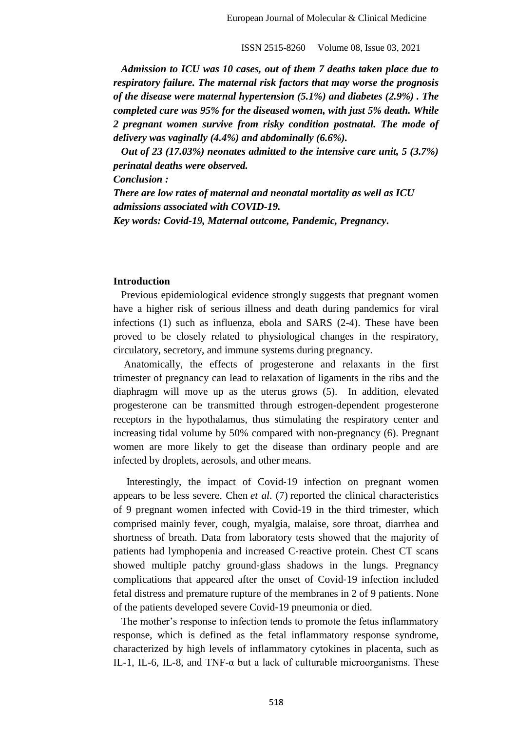***Admission to ICU was 10 cases, out of them 7 deaths taken place due to respiratory failure. The maternal risk factors that may worse the prognosis of the disease were maternal hypertension (5.1%) and diabetes (2.9%) . The completed cure was 95% for the diseased women, with just 5% death. While 2 pregnant women survive from risky condition postnatal. The mode of delivery was vaginally (4.4%) and abdominally (6.6%).***

***Out of 23 (17.03%) neonates admitted to the intensive care unit, 5 (3.7%) perinatal deaths were observed.***

***Conclusion :***

***There are low rates of maternal and neonatal mortality as well as ICU admissions associated with COVID-19.***

***Key words: Covid-19, Maternal outcome, Pandemic, Pregnancy.***

## Introduction

Previous epidemiological evidence strongly suggests that pregnant women have a higher risk of serious illness and death during pandemics for viral infections (1) such as influenza, ebola and SARS (2-4). These have been proved to be closely related to physiological changes in the respiratory, circulatory, secretory, and immune systems during pregnancy.

Anatomically, the effects of progesterone and relaxants in the first trimester of pregnancy can lead to relaxation of ligaments in the ribs and the diaphragm will move up as the uterus grows (5). In addition, elevated progesterone can be transmitted through estrogen-dependent progesterone receptors in the hypothalamus, thus stimulating the respiratory center and increasing tidal volume by 50% compared with non-pregnancy (6). Pregnant women are more likely to get the disease than ordinary people and are infected by droplets, aerosols, and other means.

Interestingly, the impact of Covid‐19 infection on pregnant women appears to be less severe. Chen *et al*. (7) reported the clinical characteristics of 9 pregnant women infected with Covid‐19 in the third trimester, which comprised mainly fever, cough, myalgia, malaise, sore throat, diarrhea and shortness of breath. Data from laboratory tests showed that the majority of patients had lymphopenia and increased C‐reactive protein. Chest CT scans showed multiple patchy ground‐glass shadows in the lungs. Pregnancy complications that appeared after the onset of Covid‐19 infection included fetal distress and premature rupture of the membranes in 2 of 9 patients. None of the patients developed severe Covid‐19 pneumonia or died.

The mother's response to infection tends to promote the fetus inflammatory response, which is defined as the fetal inflammatory response syndrome, characterized by high levels of inflammatory cytokines in placenta, such as IL-1, IL-6, IL-8, and TNF-α but a lack of culturable microorganisms. These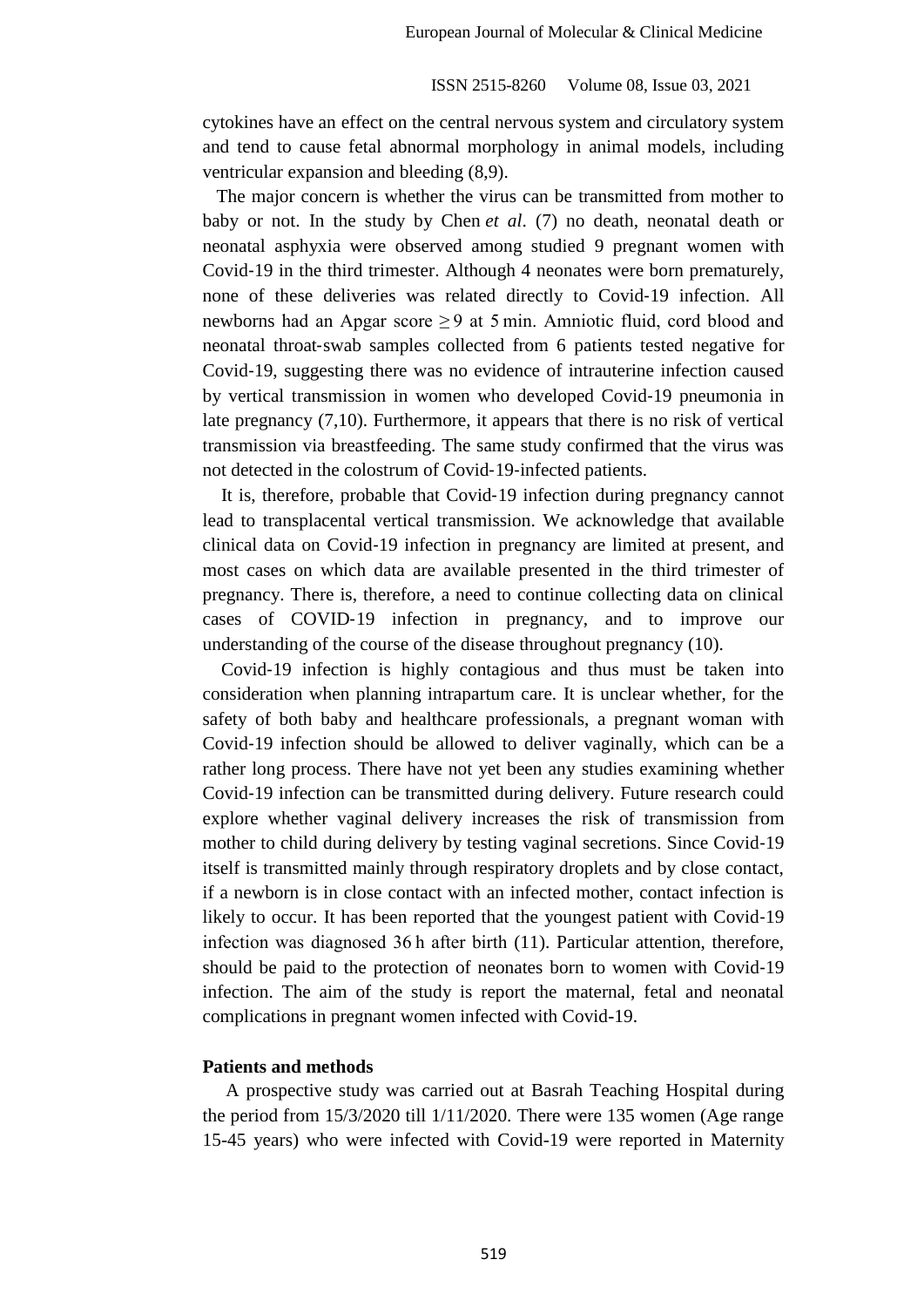cytokines have an effect on the central nervous system and circulatory system and tend to cause fetal abnormal morphology in animal models, including ventricular expansion and bleeding (8,9).

The major concern is whether the virus can be transmitted from mother to baby or not. In the study by Chen *et al*. (7) no death, neonatal death or neonatal asphyxia were observed among studied 9 pregnant women with Covid-19 in the third trimester. Although 4 neonates were born prematurely, none of these deliveries was related directly to Covid-19 infection. All newborns had an Apgar score $\geq 9$ at 5 min. Amniotic fluid, cord blood and neonatal throat-swab samples collected from 6 patients tested negative for Covid-19, suggesting there was no evidence of intrauterine infection caused by vertical transmission in women who developed Covid-19 pneumonia in late pregnancy (7,10). Furthermore, it appears that there is no risk of vertical transmission via breastfeeding. The same study confirmed that the virus was not detected in the colostrum of Covid-19-infected patients.

It is, therefore, probable that Covid-19 infection during pregnancy cannot lead to transplacental vertical transmission. We acknowledge that available clinical data on Covid-19 infection in pregnancy are limited at present, and most cases on which data are available presented in the third trimester of pregnancy. There is, therefore, a need to continue collecting data on clinical cases of COVID-19 infection in pregnancy, and to improve our understanding of the course of the disease throughout pregnancy (10).

Covid-19 infection is highly contagious and thus must be taken into consideration when planning intrapartum care. It is unclear whether, for the safety of both baby and healthcare professionals, a pregnant woman with Covid-19 infection should be allowed to deliver vaginally, which can be a rather long process. There have not yet been any studies examining whether Covid-19 infection can be transmitted during delivery. Future research could explore whether vaginal delivery increases the risk of transmission from mother to child during delivery by testing vaginal secretions. Since Covid-19 itself is transmitted mainly through respiratory droplets and by close contact, if a newborn is in close contact with an infected mother, contact infection is likely to occur. It has been reported that the youngest patient with Covid-19 infection was diagnosed 36 h after birth (11). Particular attention, therefore, should be paid to the protection of neonates born to women with Covid-19 infection. The aim of the study is report the maternal, fetal and neonatal complications in pregnant women infected with Covid-19.

**Patients and methods**

A prospective study was carried out at Basrah Teaching Hospital during the period from 15/3/2020 till 1/11/2020. There were 135 women (Age range 15-45 years) who were infected with Covid-19 were reported in Maternity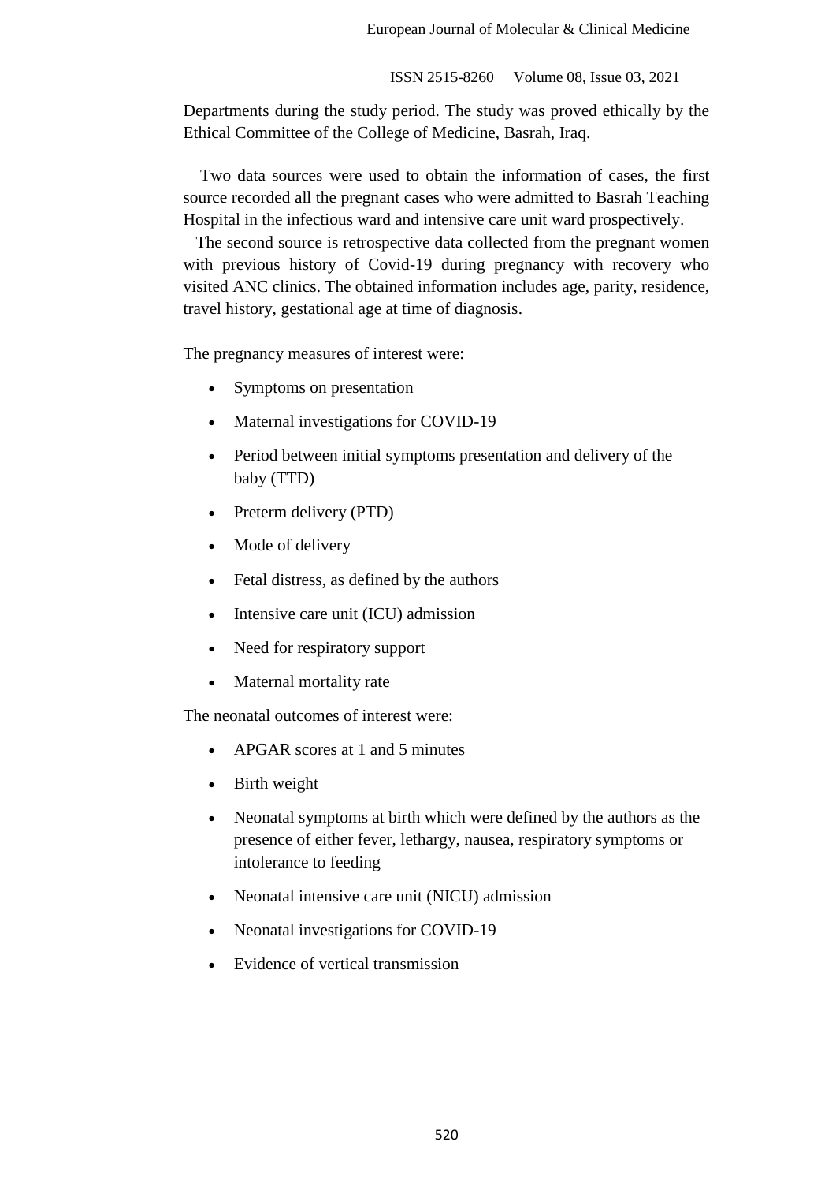Departments during the study period. The study was proved ethically by the Ethical Committee of the College of Medicine, Basrah, Iraq.

Two data sources were used to obtain the information of cases, the first source recorded all the pregnant cases who were admitted to Basrah Teaching Hospital in the infectious ward and intensive care unit ward prospectively.

The second source is retrospective data collected from the pregnant women with previous history of Covid-19 during pregnancy with recovery who visited ANC clinics. The obtained information includes age, parity, residence, travel history, gestational age at time of diagnosis.

The pregnancy measures of interest were:

- Symptoms on presentation
- Maternal investigations for COVID-19
- Period between initial symptoms presentation and delivery of the baby (TTD)
- Preterm delivery (PTD)
- Mode of delivery
- Fetal distress, as defined by the authors
- Intensive care unit (ICU) admission
- Need for respiratory support
- Maternal mortality rate

The neonatal outcomes of interest were:

- APGAR scores at 1 and 5 minutes
- Birth weight
- Neonatal symptoms at birth which were defined by the authors as the presence of either fever, lethargy, nausea, respiratory symptoms or intolerance to feeding
- Neonatal intensive care unit (NICU) admission
- Neonatal investigations for COVID-19
- Evidence of vertical transmission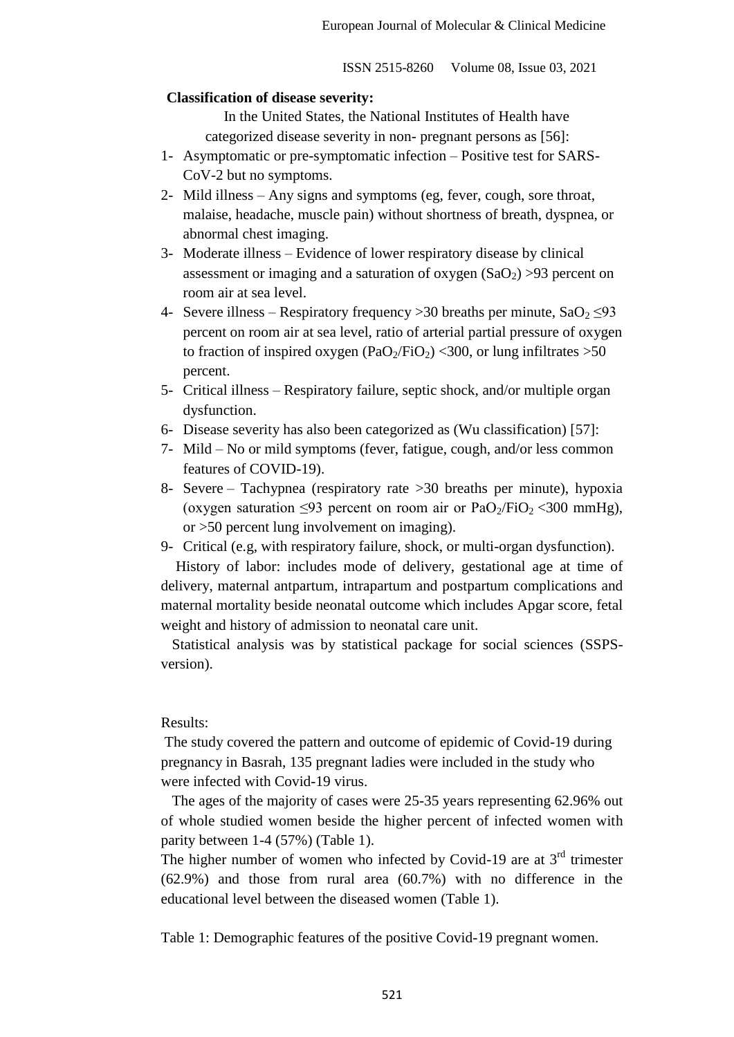**Classification of disease severity:**

In the United States, the National Institutes of Health have categorized disease severity in non- pregnant persons as [56]:

1- Asymptomatic or pre-symptomatic infection – Positive test for SARS-CoV-2 but no symptoms.
2- Mild illness – Any signs and symptoms (eg, fever, cough, sore throat, malaise, headache, muscle pain) without shortness of breath, dyspnea, or abnormal chest imaging.
3- Moderate illness – Evidence of lower respiratory disease by clinical assessment or imaging and a saturation of oxygen ($SaO_2$) >93 percent on room air at sea level.
4- Severe illness – Respiratory frequency >30 breaths per minute, $SaO_2 \leq 93$ percent on room air at sea level, ratio of arterial partial pressure of oxygen to fraction of inspired oxygen ($PaO_2/FiO_2$) <300, or lung infiltrates >50 percent.
5- Critical illness – Respiratory failure, septic shock, and/or multiple organ dysfunction.
6- Disease severity has also been categorized as (Wu classification) [57]:
7- Mild – No or mild symptoms (fever, fatigue, cough, and/or less common features of COVID-19).
8- Severe – Tachypnea (respiratory rate >30 breaths per minute), hypoxia (oxygen saturation $\leq 93$ percent on room air or $PaO_2/FiO_2$ <300 mmHg), or >50 percent lung involvement on imaging).
9- Critical (e.g, with respiratory failure, shock, or multi-organ dysfunction).

History of labor: includes mode of delivery, gestational age at time of delivery, maternal antpartum, intrapartum and postpartum complications and maternal mortality beside neonatal outcome which includes Apgar score, fetal weight and history of admission to neonatal care unit.

Statistical analysis was by statistical package for social sciences (SSPS-version).

Results:

The study covered the pattern and outcome of epidemic of Covid-19 during pregnancy in Basrah, 135 pregnant ladies were included in the study who were infected with Covid-19 virus.

The ages of the majority of cases were 25-35 years representing 62.96% out of whole studied women beside the higher percent of infected women with parity between 1-4 (57%) (Table 1).

The higher number of women who infected by Covid-19 are at 3rd trimester (62.9%) and those from rural area (60.7%) with no difference in the educational level between the diseased women (Table 1).

Table 1: Demographic features of the positive Covid-19 pregnant women.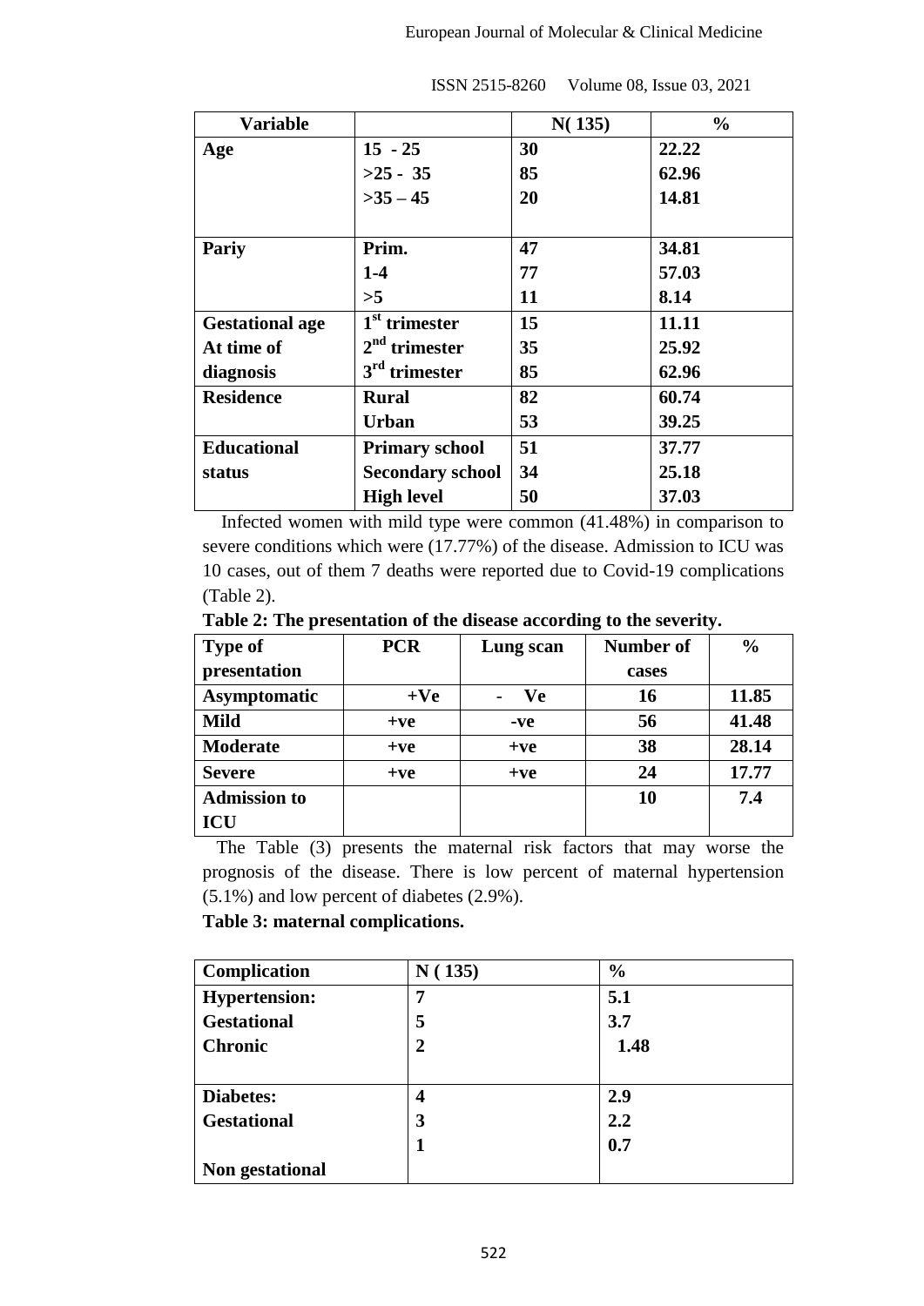| Variable | | N( 135) | % |
|---|---|---|---|
| Age | 15 - 25 | 30 | 22.22 |
| | >25 - 35 | 85 | 62.96 |
| | >35 – 45 | 20 | 14.81 |
| Pariy | Prim. | 47 | 34.81 |
| | 1-4 | 77 | 57.03 |
| | >5 | 11 | 8.14 |
| Gestational age At time of diagnosis | 1st trimester | 15 | 11.11 |
| | 2nd trimester | 35 | 25.92 |
| | 3rd trimester | 85 | 62.96 |
| Residence | Rural | 82 | 60.74 |
| | Urban | 53 | 39.25 |
| Educational status | Primary school | 51 | 37.77 |
| | Secondary school | 34 | 25.18 |
| | High level | 50 | 37.03 |

Infected women with mild type were common (41.48%) in comparison to severe conditions which were (17.77%) of the disease. Admission to ICU was 10 cases, out of them 7 deaths were reported due to Covid-19 complications (Table 2).

**Table 2: The presentation of the disease according to the severity.**

| Type of presentation | PCR | Lung scan | Number of cases | % |
|---|---|---|---|---|
| Asymptomatic | +Ve | - Ve | 16 | 11.85 |
| Mild | +ve | -ve | 56 | 41.48 |
| Moderate | +ve | +ve | 38 | 28.14 |
| Severe | +ve | +ve | 24 | 17.77 |
| Admission to ICU | | | 10 | 7.4 |

The Table (3) presents the maternal risk factors that may worse the prognosis of the disease. There is low percent of maternal hypertension (5.1%) and low percent of diabetes (2.9%).

**Table 3: maternal complications.**

| Complication | N ( 135) | % |
|---|---|---|
| Hypertension: | 7 | 5.1 |
| Gestational | 5 | 3.7 |
| Chronic | 2 | 1.48 |
| Diabetes: | 4 | 2.9 |
| Gestational | 3 | 2.2 |
| Non gestational | 1 | 0.7 |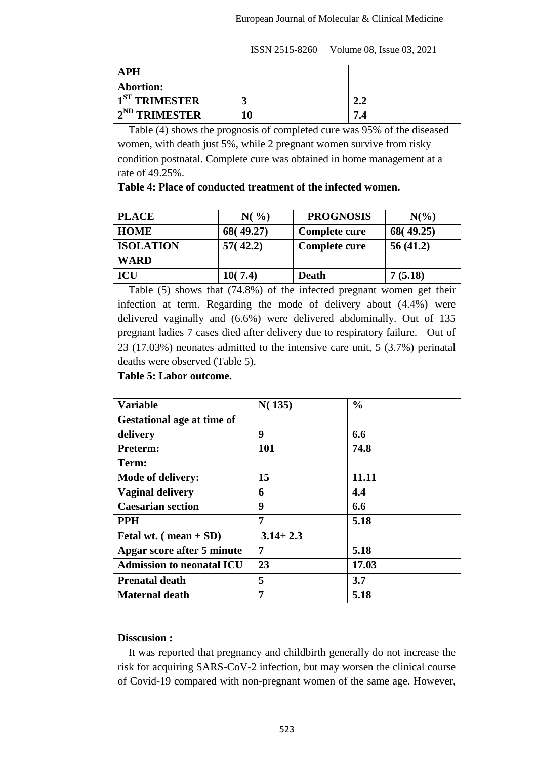| APH | | |
|---|---|---|
| **Abortion:** | | |
| **1ST TRIMESTER** | **3** | **2.2** |
| **2ND TRIMESTER** | **10** | **7.4** |

Table (4) shows the prognosis of completed cure was 95% of the diseased women, with death just 5%, while 2 pregnant women survive from risky condition postnatal. Complete cure was obtained in home management at a rate of 49.25%.

**Table 4: Place of conducted treatment of the infected women.**

| PLACE | N( %) | PROGNOSIS | N(%) |
|---|---|---|---|
| **HOME** | **68( 49.27)** | **Complete cure** | **68( 49.25)** |
| **ISOLATION WARD** | **57( 42.2)** | **Complete cure** | **56 (41.2)** |
| **ICU** | **10( 7.4)** | **Death** | **7 (5.18)** |

Table (5) shows that (74.8%) of the infected pregnant women get their infection at term. Regarding the mode of delivery about (4.4%) were delivered vaginally and (6.6%) were delivered abdominally. Out of 135 pregnant ladies 7 cases died after delivery due to respiratory failure. Out of 23 (17.03%) neonates admitted to the intensive care unit, 5 (3.7%) perinatal deaths were observed (Table 5).

**Table 5: Labor outcome.**

| Variable | N( 135) | % |
|---|---|---|
| **Gestational age at time of delivery** | | |
| **Preterm:** | **9** | **6.6** |
| **Term:** | **101** | **74.8** |
| **Mode of delivery:** | **15** | **11.11** |
| **Vaginal delivery** | **6** | **4.4** |
| **Caesarian section** | **9** | **6.6** |
| **PPH** | **7** | **5.18** |
| **Fetal wt. ( mean + SD)** | **3.14+ 2.3** | |
| **Apgar score after 5 minute** | **7** | **5.18** |
| **Admission to neonatal ICU** | **23** | **17.03** |
| **Prenatal death** | **5** | **3.7** |
| **Maternal death** | **7** | **5.18** |

**Disscusion :**

It was reported that pregnancy and childbirth generally do not increase the risk for acquiring SARS-CoV-2 infection, but may worsen the clinical course of Covid-19 compared with non-pregnant women of the same age. However,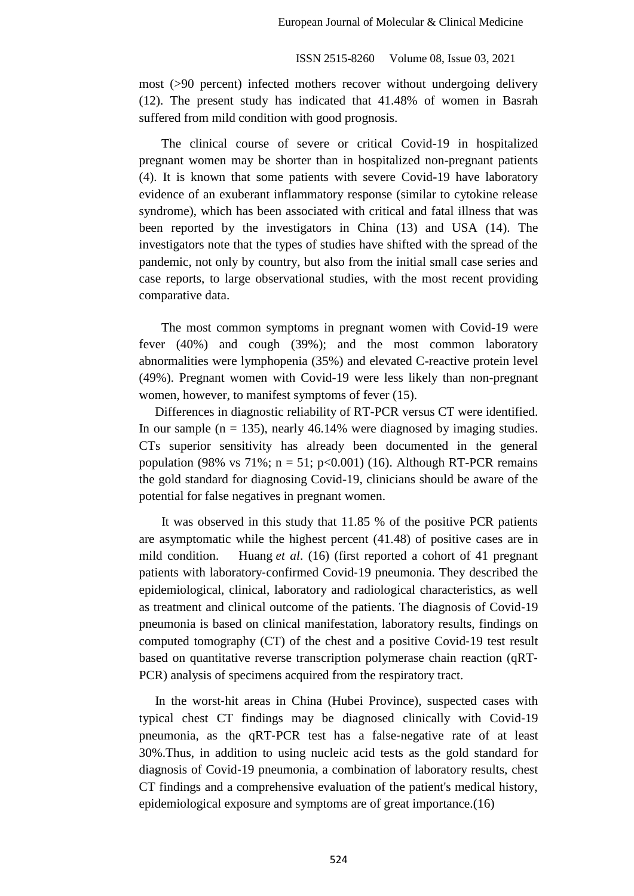most (>90 percent) infected mothers recover without undergoing delivery (12). The present study has indicated that 41.48% of women in Basrah suffered from mild condition with good prognosis.

The clinical course of severe or critical Covid-19 in hospitalized pregnant women may be shorter than in hospitalized non-pregnant patients (4). It is known that some patients with severe Covid-19 have laboratory evidence of an exuberant inflammatory response (similar to cytokine release syndrome), which has been associated with critical and fatal illness that was been reported by the investigators in China (13) and USA (14). The investigators note that the types of studies have shifted with the spread of the pandemic, not only by country, but also from the initial small case series and case reports, to large observational studies, with the most recent providing comparative data.

The most common symptoms in pregnant women with Covid-19 were fever (40%) and cough (39%); and the most common laboratory abnormalities were lymphopenia (35%) and elevated C-reactive protein level (49%). Pregnant women with Covid-19 were less likely than non-pregnant women, however, to manifest symptoms of fever (15).

Differences in diagnostic reliability of RT-PCR versus CT were identified. In our sample ($n = 135$), nearly 46.14% were diagnosed by imaging studies. CTs superior sensitivity has already been documented in the general population (98% vs 71%; $n = 51$; $p<0.001$) (16). Although RT-PCR remains the gold standard for diagnosing Covid-19, clinicians should be aware of the potential for false negatives in pregnant women.

It was observed in this study that 11.85 % of the positive PCR patients are asymptomatic while the highest percent (41.48) of positive cases are in mild condition. Huang *et al*. (16) (first reported a cohort of 41 pregnant patients with laboratory-confirmed Covid-19 pneumonia. They described the epidemiological, clinical, laboratory and radiological characteristics, as well as treatment and clinical outcome of the patients. The diagnosis of Covid-19 pneumonia is based on clinical manifestation, laboratory results, findings on computed tomography (CT) of the chest and a positive Covid-19 test result based on quantitative reverse transcription polymerase chain reaction (qRT-PCR) analysis of specimens acquired from the respiratory tract.

In the worst-hit areas in China (Hubei Province), suspected cases with typical chest CT findings may be diagnosed clinically with Covid-19 pneumonia, as the qRT-PCR test has a false-negative rate of at least 30%.Thus, in addition to using nucleic acid tests as the gold standard for diagnosis of Covid-19 pneumonia, a combination of laboratory results, chest CT findings and a comprehensive evaluation of the patient's medical history, epidemiological exposure and symptoms are of great importance.(16)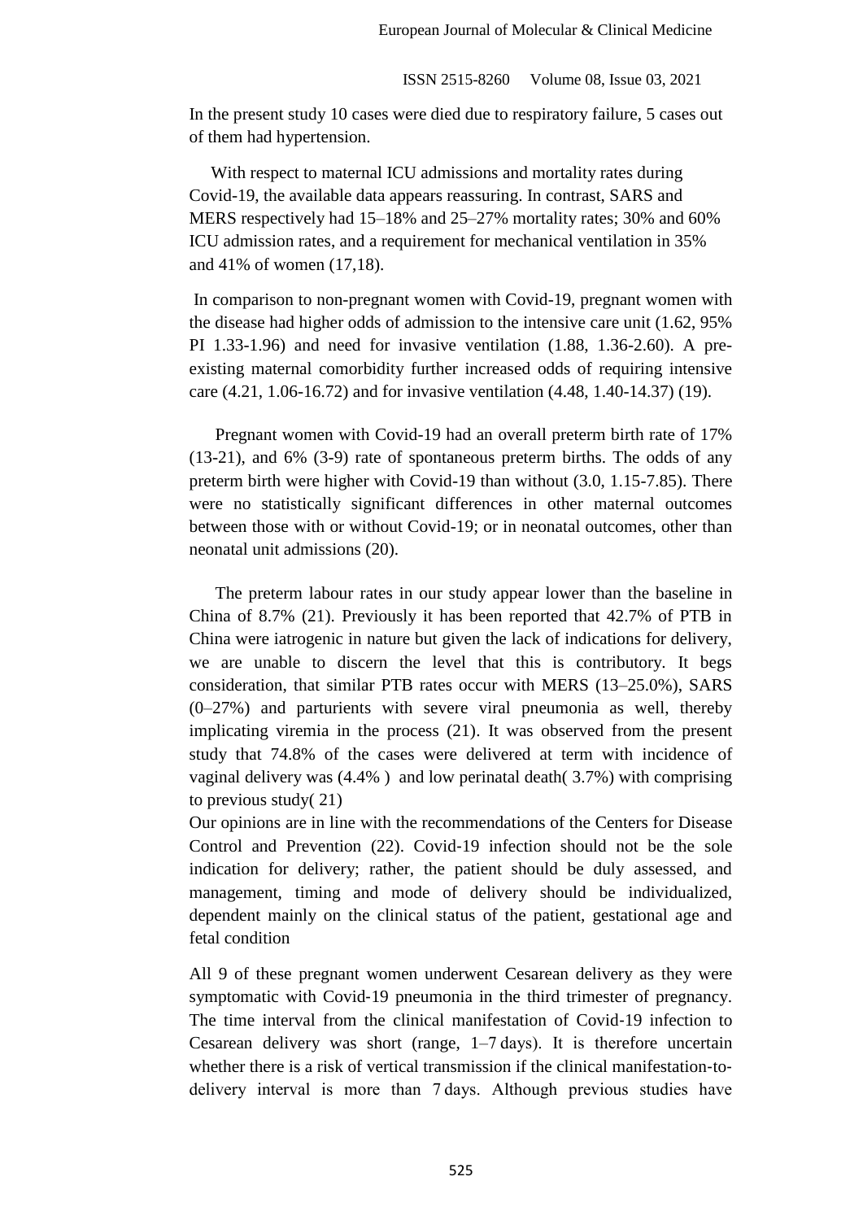In the present study 10 cases were died due to respiratory failure, 5 cases out of them had hypertension.

With respect to maternal ICU admissions and mortality rates during Covid-19, the available data appears reassuring. In contrast, SARS and MERS respectively had 15–18% and 25–27% mortality rates; 30% and 60% ICU admission rates, and a requirement for mechanical ventilation in 35% and 41% of women (17,18).

In comparison to non-pregnant women with Covid-19, pregnant women with the disease had higher odds of admission to the intensive care unit (1.62, 95% PI 1.33-1.96) and need for invasive ventilation (1.88, 1.36-2.60). A pre-existing maternal comorbidity further increased odds of requiring intensive care (4.21, 1.06-16.72) and for invasive ventilation (4.48, 1.40-14.37) (19).

Pregnant women with Covid-19 had an overall preterm birth rate of 17% (13-21), and 6% (3-9) rate of spontaneous preterm births. The odds of any preterm birth were higher with Covid-19 than without (3.0, 1.15-7.85). There were no statistically significant differences in other maternal outcomes between those with or without Covid-19; or in neonatal outcomes, other than neonatal unit admissions (20).

The preterm labour rates in our study appear lower than the baseline in China of 8.7% (21). Previously it has been reported that 42.7% of PTB in China were iatrogenic in nature but given the lack of indications for delivery, we are unable to discern the level that this is contributory. It begs consideration, that similar PTB rates occur with MERS (13–25.0%), SARS (0–27%) and parturients with severe viral pneumonia as well, thereby implicating viremia in the process (21). It was observed from the present study that 74.8% of the cases were delivered at term with incidence of vaginal delivery was (4.4% ) and low perinatal death( 3.7%) with comprising to previous study( 21)

Our opinions are in line with the recommendations of the Centers for Disease Control and Prevention (22). Covid-19 infection should not be the sole indication for delivery; rather, the patient should be duly assessed, and management, timing and mode of delivery should be individualized, dependent mainly on the clinical status of the patient, gestational age and fetal condition

All 9 of these pregnant women underwent Cesarean delivery as they were symptomatic with Covid-19 pneumonia in the third trimester of pregnancy. The time interval from the clinical manifestation of Covid-19 infection to Cesarean delivery was short (range, 1–7 days). It is therefore uncertain whether there is a risk of vertical transmission if the clinical manifestation-to-delivery interval is more than 7 days. Although previous studies have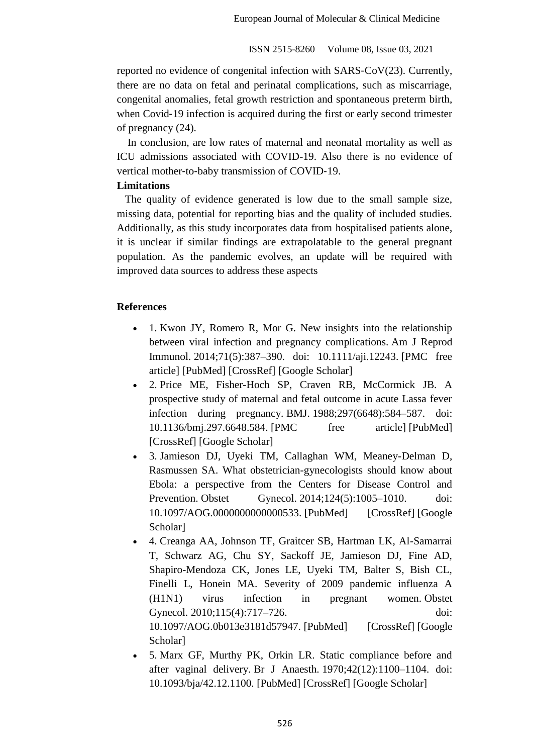reported no evidence of congenital infection with SARS-CoV(23). Currently, there are no data on fetal and perinatal complications, such as miscarriage, congenital anomalies, fetal growth restriction and spontaneous preterm birth, when Covid-19 infection is acquired during the first or early second trimester of pregnancy (24).

In conclusion, are low rates of maternal and neonatal mortality as well as ICU admissions associated with COVID-19. Also there is no evidence of vertical mother-to-baby transmission of COVID-19.

**Limitations**

The quality of evidence generated is low due to the small sample size, missing data, potential for reporting bias and the quality of included studies. Additionally, as this study incorporates data from hospitalised patients alone, it is unclear if similar findings are extrapolatable to the general pregnant population. As the pandemic evolves, an update will be required with improved data sources to address these aspects

**References**

- 1. Kwon JY, Romero R, Mor G. New insights into the relationship between viral infection and pregnancy complications. Am J Reprod Immunol. 2014;71(5):387–390. doi: 10.1111/aji.12243. [PMC free article] [PubMed] [CrossRef] [Google Scholar]
- 2. Price ME, Fisher-Hoch SP, Craven RB, McCormick JB. A prospective study of maternal and fetal outcome in acute Lassa fever infection during pregnancy. BMJ. 1988;297(6648):584–587. doi: 10.1136/bmj.297.6648.584. [PMC free article] [PubMed] [CrossRef] [Google Scholar]
- 3. Jamieson DJ, Uyeki TM, Callaghan WM, Meaney-Delman D, Rasmussen SA. What obstetrician-gynecologists should know about Ebola: a perspective from the Centers for Disease Control and Prevention. Obstet Gynecol. 2014;124(5):1005–1010. doi: 10.1097/AOG.0000000000000533. [PubMed] [CrossRef] [Google Scholar]
- 4. Creanga AA, Johnson TF, Graitcer SB, Hartman LK, Al-Samarrai T, Schwarz AG, Chu SY, Sackoff JE, Jamieson DJ, Fine AD, Shapiro-Mendoza CK, Jones LE, Uyeki TM, Balter S, Bish CL, Finelli L, Honein MA. Severity of 2009 pandemic influenza A (H1N1) virus infection in pregnant women. Obstet Gynecol. 2010;115(4):717–726. doi: 10.1097/AOG.0b013e3181d57947. [PubMed] [CrossRef] [Google Scholar]
- 5. Marx GF, Murthy PK, Orkin LR. Static compliance before and after vaginal delivery. Br J Anaesth. 1970;42(12):1100–1104. doi: 10.1093/bja/42.12.1100. [PubMed] [CrossRef] [Google Scholar]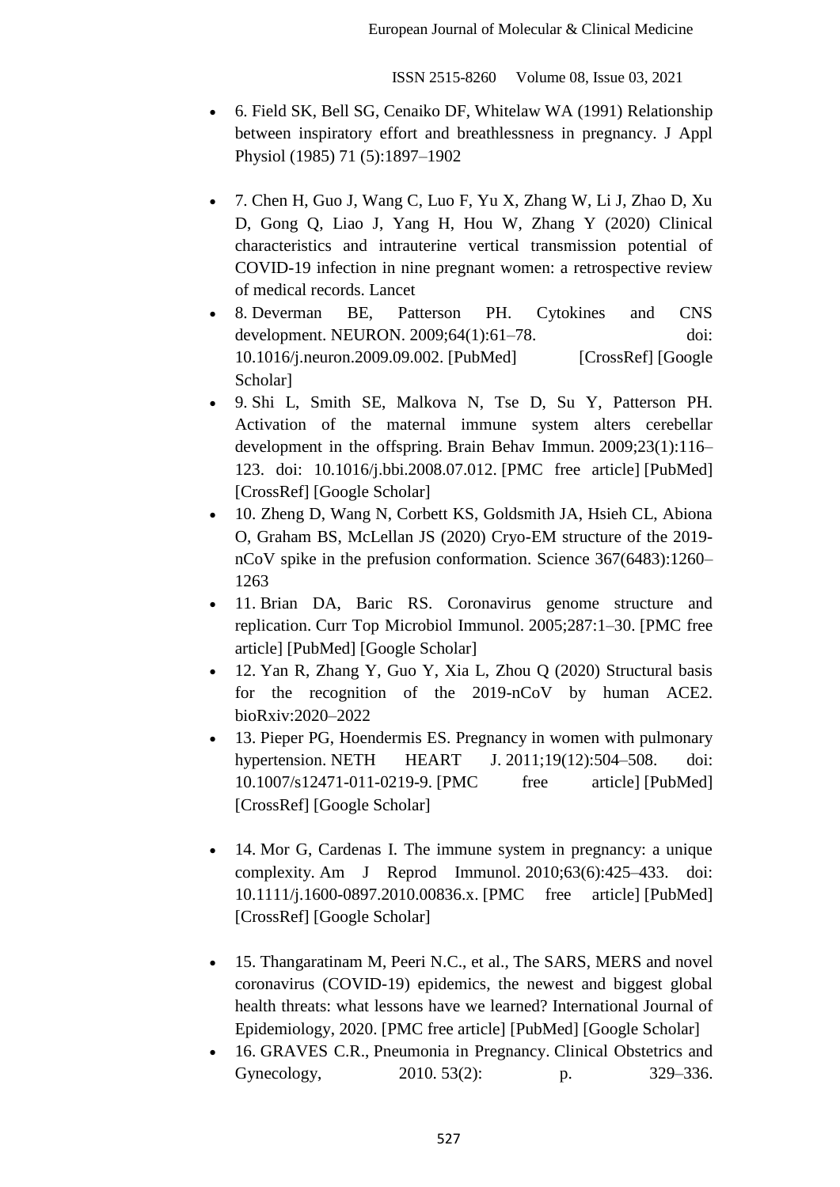- 6. Field SK, Bell SG, Cenaiko DF, Whitelaw WA (1991) Relationship between inspiratory effort and breathlessness in pregnancy. J Appl Physiol (1985) 71 (5):1897–1902

- 7. Chen H, Guo J, Wang C, Luo F, Yu X, Zhang W, Li J, Zhao D, Xu D, Gong Q, Liao J, Yang H, Hou W, Zhang Y (2020) Clinical characteristics and intrauterine vertical transmission potential of COVID-19 infection in nine pregnant women: a retrospective review of medical records. Lancet
- 8. Deverman BE, Patterson PH. Cytokines and CNS development. NEURON. 2009;64(1):61–78. doi: 10.1016/j.neuron.2009.09.002. [PubMed] [CrossRef] [Google Scholar]
- 9. Shi L, Smith SE, Malkova N, Tse D, Su Y, Patterson PH. Activation of the maternal immune system alters cerebellar development in the offspring. Brain Behav Immun. 2009;23(1):116–123. doi: 10.1016/j.bbi.2008.07.012. [PMC free article] [PubMed] [CrossRef] [Google Scholar]
- 10. Zheng D, Wang N, Corbett KS, Goldsmith JA, Hsieh CL, Abiona O, Graham BS, McLellan JS (2020) Cryo-EM structure of the 2019-nCoV spike in the prefusion conformation. Science 367(6483):1260–1263
- 11. Brian DA, Baric RS. Coronavirus genome structure and replication. Curr Top Microbiol Immunol. 2005;287:1–30. [PMC free article] [PubMed] [Google Scholar]
- 12. Yan R, Zhang Y, Guo Y, Xia L, Zhou Q (2020) Structural basis for the recognition of the 2019-nCoV by human ACE2. bioRxiv:2020–2022
- 13. Pieper PG, Hoendermis ES. Pregnancy in women with pulmonary hypertension. NETH HEART J. 2011;19(12):504–508. doi: 10.1007/s12471-011-0219-9. [PMC free article] [PubMed] [CrossRef] [Google Scholar]

- 14. Mor G, Cardenas I. The immune system in pregnancy: a unique complexity. Am J Reprod Immunol. 2010;63(6):425–433. doi: 10.1111/j.1600-0897.2010.00836.x. [PMC free article] [PubMed] [CrossRef] [Google Scholar]

- 15. Thangaratinam M, Peeri N.C., et al., The SARS, MERS and novel coronavirus (COVID-19) epidemics, the newest and biggest global health threats: what lessons have we learned? International Journal of Epidemiology, 2020. [PMC free article] [PubMed] [Google Scholar]
- 16. GRAVES C.R., Pneumonia in Pregnancy. Clinical Obstetrics and Gynecology, 2010. 53(2): p. 329–336.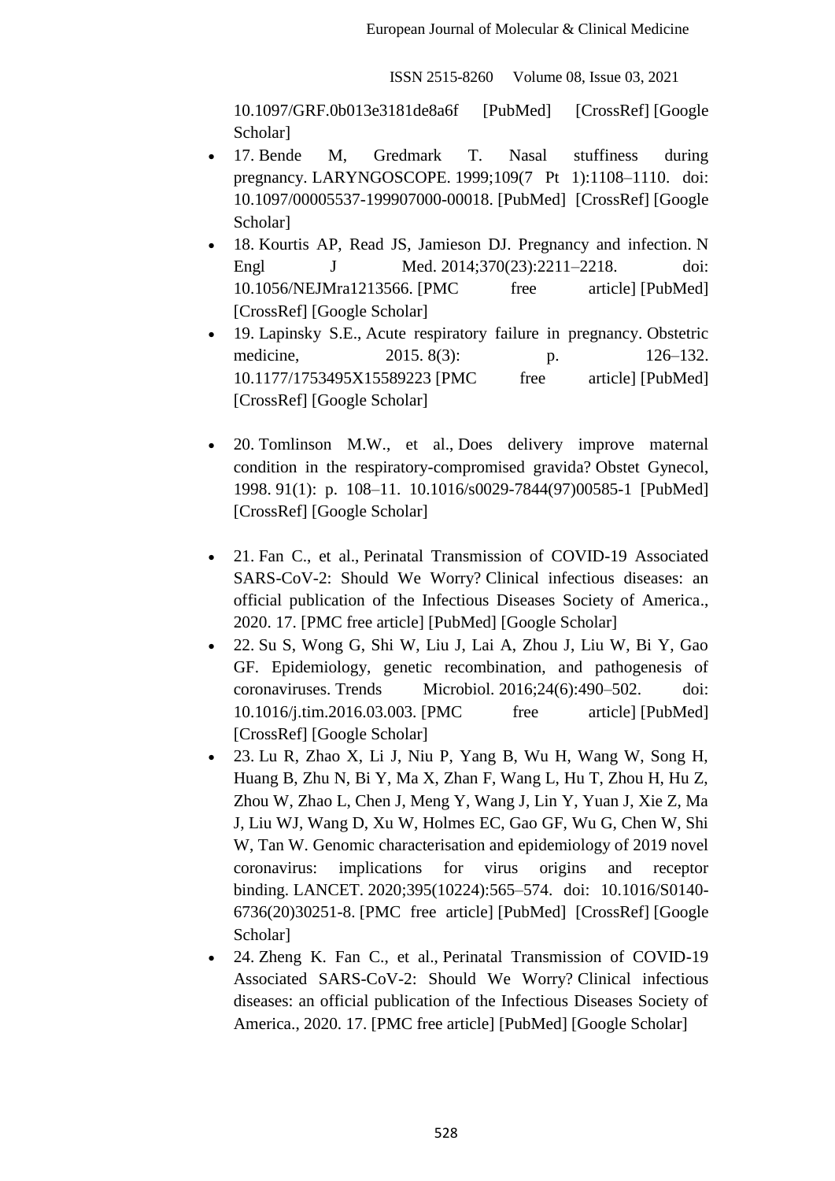10.1097/GRF.0b013e3181de8a6f [PubMed] [CrossRef] [Google Scholar]

- 17. Bende M, Gredmark T. Nasal stuffiness during pregnancy. LARYNGOSCOPE. 1999;109(7 Pt 1):1108–1110. doi: 10.1097/00005537-199907000-00018. [PubMed] [CrossRef] [Google Scholar]
- 18. Kourtis AP, Read JS, Jamieson DJ. Pregnancy and infection. N Engl J Med. 2014;370(23):2211–2218. doi: 10.1056/NEJMra1213566. [PMC free article] [PubMed] [CrossRef] [Google Scholar]
- 19. Lapinsky S.E., Acute respiratory failure in pregnancy. Obstetric medicine, 2015. 8(3): p. 126–132. 10.1177/1753495X15589223 [PMC free article] [PubMed] [CrossRef] [Google Scholar]
- 20. Tomlinson M.W., et al., Does delivery improve maternal condition in the respiratory-compromised gravida? Obstet Gynecol, 1998. 91(1): p. 108–11. 10.1016/s0029-7844(97)00585-1 [PubMed] [CrossRef] [Google Scholar]
- 21. Fan C., et al., Perinatal Transmission of COVID-19 Associated SARS-CoV-2: Should We Worry? Clinical infectious diseases: an official publication of the Infectious Diseases Society of America., 2020. 17. [PMC free article] [PubMed] [Google Scholar]
- 22. Su S, Wong G, Shi W, Liu J, Lai A, Zhou J, Liu W, Bi Y, Gao GF. Epidemiology, genetic recombination, and pathogenesis of coronaviruses. Trends Microbiol. 2016;24(6):490–502. doi: 10.1016/j.tim.2016.03.003. [PMC free article] [PubMed] [CrossRef] [Google Scholar]
- 23. Lu R, Zhao X, Li J, Niu P, Yang B, Wu H, Wang W, Song H, Huang B, Zhu N, Bi Y, Ma X, Zhan F, Wang L, Hu T, Zhou H, Hu Z, Zhou W, Zhao L, Chen J, Meng Y, Wang J, Lin Y, Yuan J, Xie Z, Ma J, Liu WJ, Wang D, Xu W, Holmes EC, Gao GF, Wu G, Chen W, Shi W, Tan W. Genomic characterisation and epidemiology of 2019 novel coronavirus: implications for virus origins and receptor binding. LANCET. 2020;395(10224):565–574. doi: 10.1016/S0140-6736(20)30251-8. [PMC free article] [PubMed] [CrossRef] [Google Scholar]
- 24. Zheng K. Fan C., et al., Perinatal Transmission of COVID-19 Associated SARS-CoV-2: Should We Worry? Clinical infectious diseases: an official publication of the Infectious Diseases Society of America., 2020. 17. [PMC free article] [PubMed] [Google Scholar]